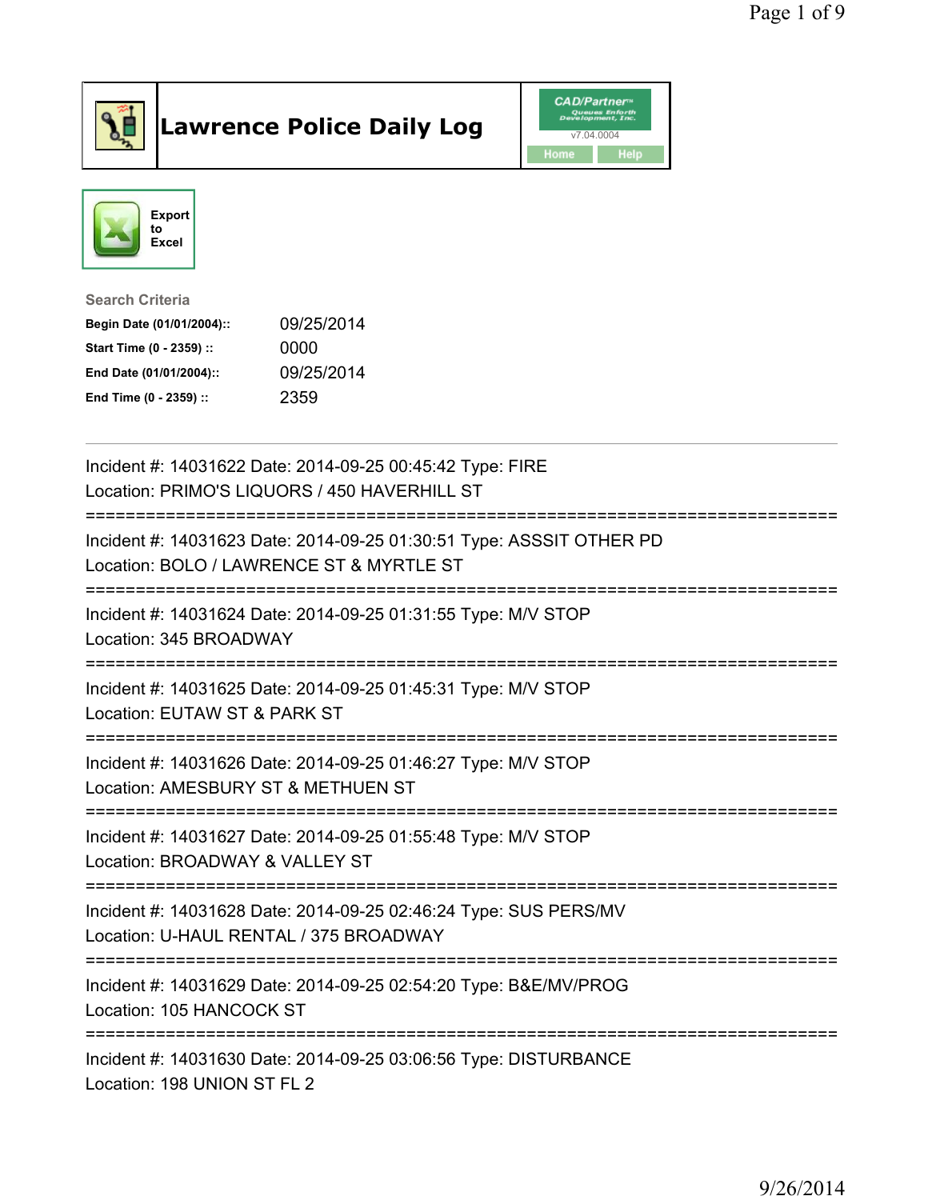# Lawrence Police Daily Log

CAD/Partner v7.04.0004

Home Help

Export to Excel

**Search Criteria**

| | |
|---|---|
| **Begin Date (01/01/2004)::** | 09/25/2014 |
| **Start Time (0 - 2359) ::** | 0000 |
| **End Date (01/01/2004)::** | 09/25/2014 |
| **End Time (0 - 2359) ::** | 2359 |

---

Incident #: 14031622 Date: 2014-09-25 00:45:42 Type: FIRE
Location: PRIMO'S LIQUORS / 450 HAVERHILL ST

===========================================================================

Incident #: 14031623 Date: 2014-09-25 01:30:51 Type: ASSSIT OTHER PD
Location: BOLO / LAWRENCE ST & MYRTLE ST

===========================================================================

Incident #: 14031624 Date: 2014-09-25 01:31:55 Type: M/V STOP
Location: 345 BROADWAY

===========================================================================

Incident #: 14031625 Date: 2014-09-25 01:45:31 Type: M/V STOP
Location: EUTAW ST & PARK ST

===========================================================================

Incident #: 14031626 Date: 2014-09-25 01:46:27 Type: M/V STOP
Location: AMESBURY ST & METHUEN ST

===========================================================================

Incident #: 14031627 Date: 2014-09-25 01:55:48 Type: M/V STOP
Location: BROADWAY & VALLEY ST

===========================================================================

Incident #: 14031628 Date: 2014-09-25 02:46:24 Type: SUS PERS/MV
Location: U-HAUL RENTAL / 375 BROADWAY

===========================================================================

Incident #: 14031629 Date: 2014-09-25 02:54:20 Type: B&E/MV/PROG
Location: 105 HANCOCK ST

===========================================================================

Incident #: 14031630 Date: 2014-09-25 03:06:56 Type: DISTURBANCE
Location: 198 UNION ST FL 2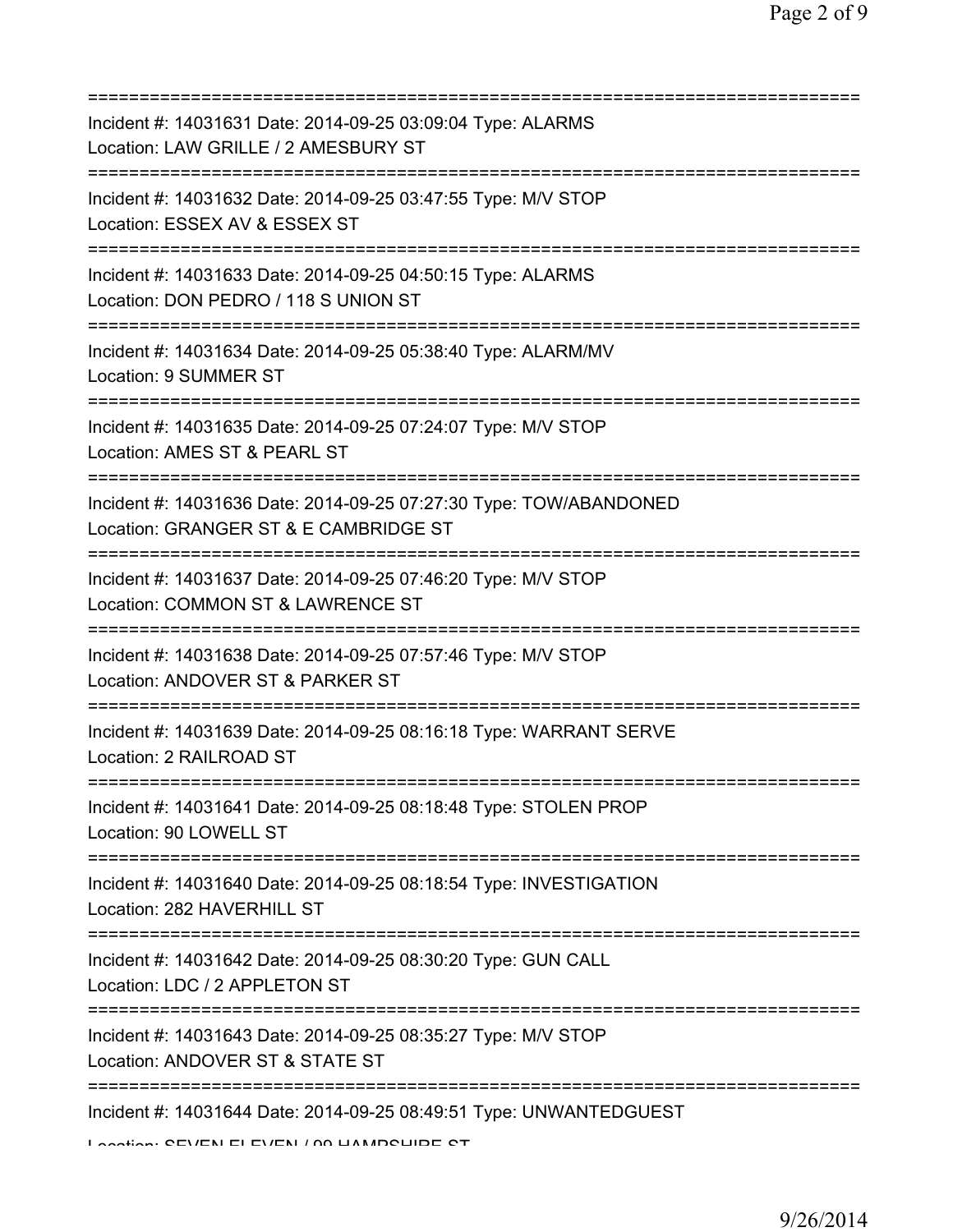===========================================================================
Incident #: 14031631 Date: 2014-09-25 03:09:04 Type: ALARMS
Location: LAW GRILLE / 2 AMESBURY ST
===========================================================================
Incident #: 14031632 Date: 2014-09-25 03:47:55 Type: M/V STOP
Location: ESSEX AV & ESSEX ST
===========================================================================
Incident #: 14031633 Date: 2014-09-25 04:50:15 Type: ALARMS
Location: DON PEDRO / 118 S UNION ST
===========================================================================
Incident #: 14031634 Date: 2014-09-25 05:38:40 Type: ALARM/MV
Location: 9 SUMMER ST
===========================================================================
Incident #: 14031635 Date: 2014-09-25 07:24:07 Type: M/V STOP
Location: AMES ST & PEARL ST
===========================================================================
Incident #: 14031636 Date: 2014-09-25 07:27:30 Type: TOW/ABANDONED
Location: GRANGER ST & E CAMBRIDGE ST
===========================================================================
Incident #: 14031637 Date: 2014-09-25 07:46:20 Type: M/V STOP
Location: COMMON ST & LAWRENCE ST
===========================================================================
Incident #: 14031638 Date: 2014-09-25 07:57:46 Type: M/V STOP
Location: ANDOVER ST & PARKER ST
===========================================================================
Incident #: 14031639 Date: 2014-09-25 08:16:18 Type: WARRANT SERVE
Location: 2 RAILROAD ST
===========================================================================
Incident #: 14031641 Date: 2014-09-25 08:18:48 Type: STOLEN PROP
Location: 90 LOWELL ST
===========================================================================
Incident #: 14031640 Date: 2014-09-25 08:18:54 Type: INVESTIGATION
Location: 282 HAVERHILL ST
===========================================================================
Incident #: 14031642 Date: 2014-09-25 08:30:20 Type: GUN CALL
Location: LDC / 2 APPLETON ST
===========================================================================
Incident #: 14031643 Date: 2014-09-25 08:35:27 Type: M/V STOP
Location: ANDOVER ST & STATE ST
===========================================================================
Incident #: 14031644 Date: 2014-09-25 08:49:51 Type: UNWANTEDGUEST
Location: SEVEN ELEVEN / 99 HAMPSHIRE ST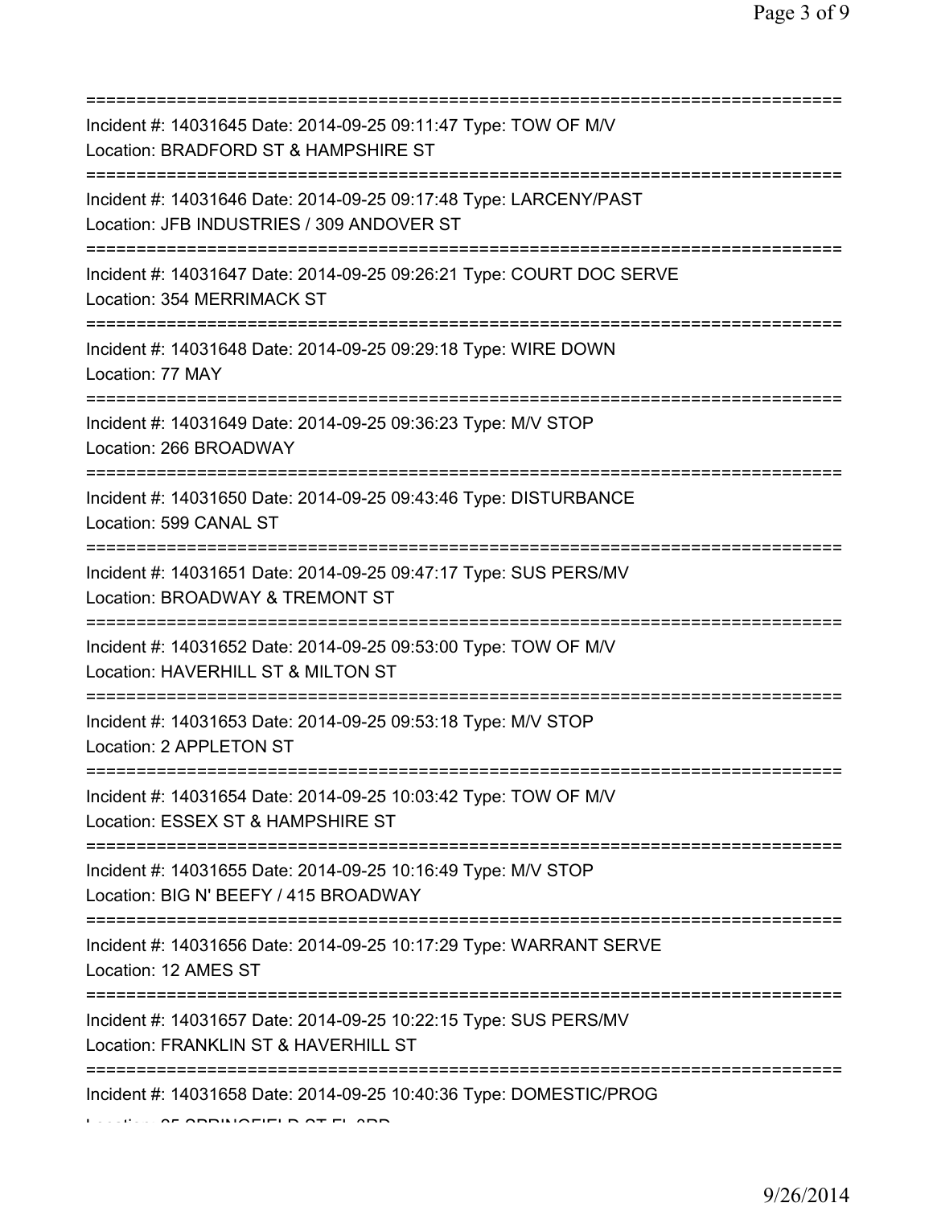===========================================================================
Incident #: 14031645 Date: 2014-09-25 09:11:47 Type: TOW OF M/V
Location: BRADFORD ST & HAMPSHIRE ST
===========================================================================
Incident #: 14031646 Date: 2014-09-25 09:17:48 Type: LARCENY/PAST
Location: JFB INDUSTRIES / 309 ANDOVER ST
===========================================================================
Incident #: 14031647 Date: 2014-09-25 09:26:21 Type: COURT DOC SERVE
Location: 354 MERRIMACK ST
===========================================================================
Incident #: 14031648 Date: 2014-09-25 09:29:18 Type: WIRE DOWN
Location: 77 MAY
===========================================================================
Incident #: 14031649 Date: 2014-09-25 09:36:23 Type: M/V STOP
Location: 266 BROADWAY
===========================================================================
Incident #: 14031650 Date: 2014-09-25 09:43:46 Type: DISTURBANCE
Location: 599 CANAL ST
===========================================================================
Incident #: 14031651 Date: 2014-09-25 09:47:17 Type: SUS PERS/MV
Location: BROADWAY & TREMONT ST
===========================================================================
Incident #: 14031652 Date: 2014-09-25 09:53:00 Type: TOW OF M/V
Location: HAVERHILL ST & MILTON ST
===========================================================================
Incident #: 14031653 Date: 2014-09-25 09:53:18 Type: M/V STOP
Location: 2 APPLETON ST
===========================================================================
Incident #: 14031654 Date: 2014-09-25 10:03:42 Type: TOW OF M/V
Location: ESSEX ST & HAMPSHIRE ST
===========================================================================
Incident #: 14031655 Date: 2014-09-25 10:16:49 Type: M/V STOP
Location: BIG N' BEEFY / 415 BROADWAY
===========================================================================
Incident #: 14031656 Date: 2014-09-25 10:17:29 Type: WARRANT SERVE
Location: 12 AMES ST
===========================================================================
Incident #: 14031657 Date: 2014-09-25 10:22:15 Type: SUS PERS/MV
Location: FRANKLIN ST & HAVERHILL ST
===========================================================================
Incident #: 14031658 Date: 2014-09-25 10:40:36 Type: DOMESTIC/PROG
Location: 85 SPRINGFIELD ST FL 3RD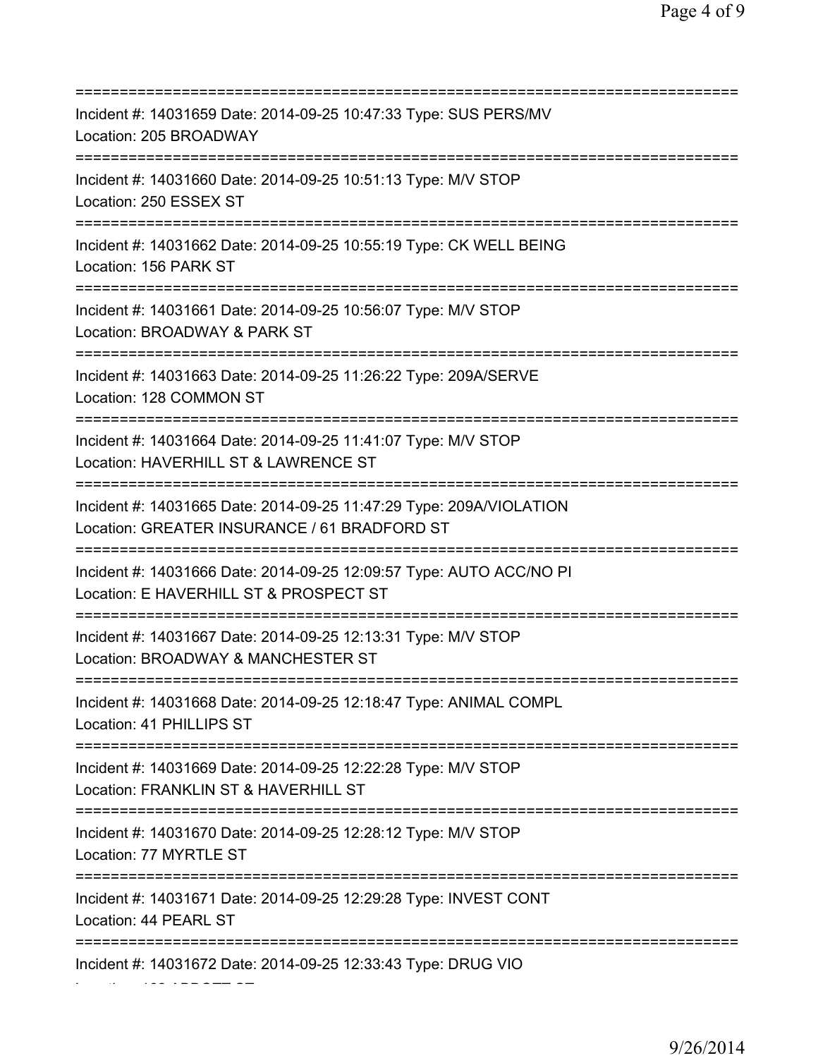===========================================================================
Incident #: 14031659 Date: 2014-09-25 10:47:33 Type: SUS PERS/MV
Location: 205 BROADWAY
===========================================================================
Incident #: 14031660 Date: 2014-09-25 10:51:13 Type: M/V STOP
Location: 250 ESSEX ST
===========================================================================
Incident #: 14031662 Date: 2014-09-25 10:55:19 Type: CK WELL BEING
Location: 156 PARK ST
===========================================================================
Incident #: 14031661 Date: 2014-09-25 10:56:07 Type: M/V STOP
Location: BROADWAY & PARK ST
===========================================================================
Incident #: 14031663 Date: 2014-09-25 11:26:22 Type: 209A/SERVE
Location: 128 COMMON ST
===========================================================================
Incident #: 14031664 Date: 2014-09-25 11:41:07 Type: M/V STOP
Location: HAVERHILL ST & LAWRENCE ST
===========================================================================
Incident #: 14031665 Date: 2014-09-25 11:47:29 Type: 209A/VIOLATION
Location: GREATER INSURANCE / 61 BRADFORD ST
===========================================================================
Incident #: 14031666 Date: 2014-09-25 12:09:57 Type: AUTO ACC/NO PI
Location: E HAVERHILL ST & PROSPECT ST
===========================================================================
Incident #: 14031667 Date: 2014-09-25 12:13:31 Type: M/V STOP
Location: BROADWAY & MANCHESTER ST
===========================================================================
Incident #: 14031668 Date: 2014-09-25 12:18:47 Type: ANIMAL COMPL
Location: 41 PHILLIPS ST
===========================================================================
Incident #: 14031669 Date: 2014-09-25 12:22:28 Type: M/V STOP
Location: FRANKLIN ST & HAVERHILL ST
===========================================================================
Incident #: 14031670 Date: 2014-09-25 12:28:12 Type: M/V STOP
Location: 77 MYRTLE ST
===========================================================================
Incident #: 14031671 Date: 2014-09-25 12:29:28 Type: INVEST CONT
Location: 44 PEARL ST
===========================================================================
Incident #: 14031672 Date: 2014-09-25 12:33:43 Type: DRUG VIO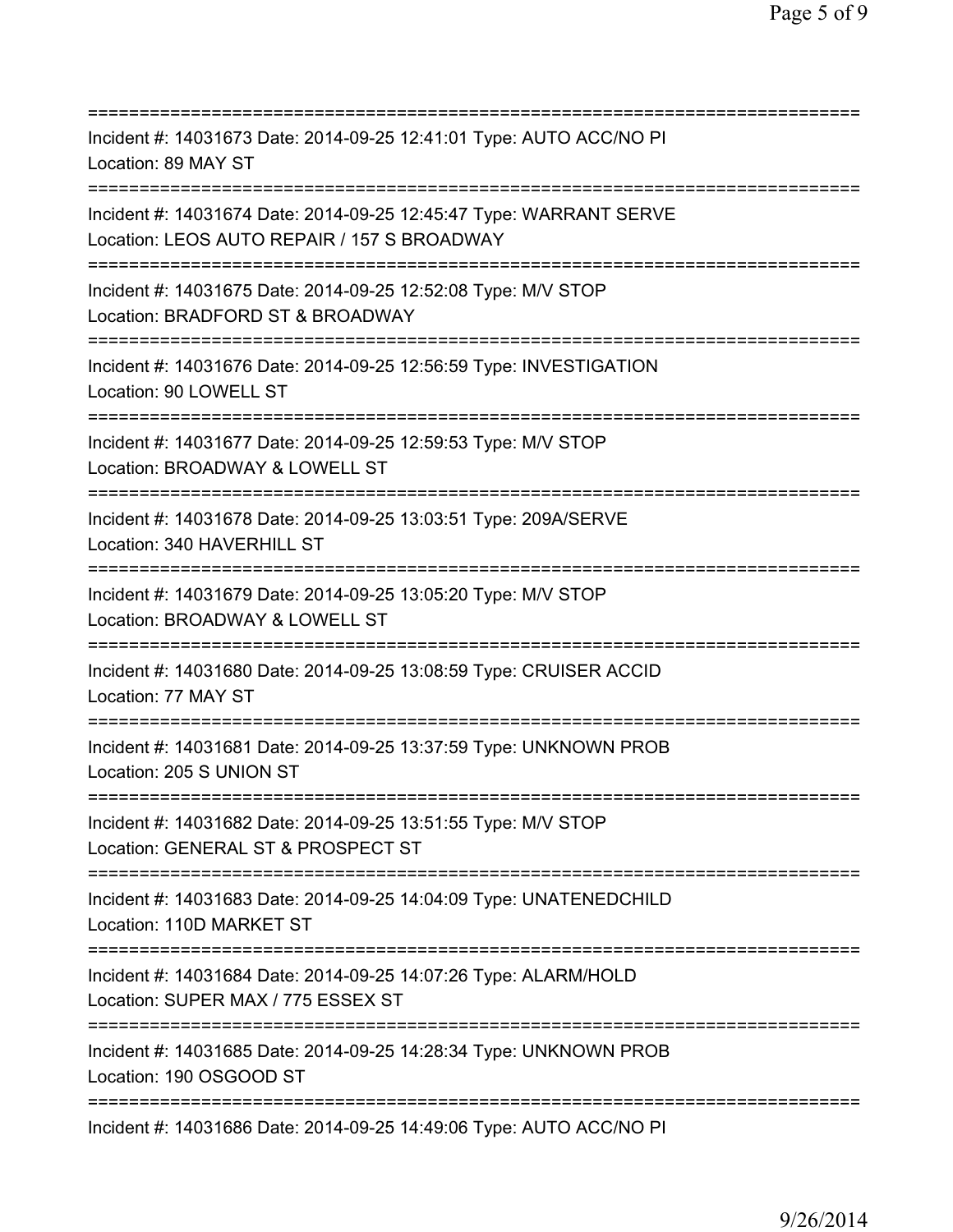===========================================================================
Incident #: 14031673 Date: 2014-09-25 12:41:01 Type: AUTO ACC/NO PI
Location: 89 MAY ST
===========================================================================
Incident #: 14031674 Date: 2014-09-25 12:45:47 Type: WARRANT SERVE
Location: LEOS AUTO REPAIR / 157 S BROADWAY
===========================================================================
Incident #: 14031675 Date: 2014-09-25 12:52:08 Type: M/V STOP
Location: BRADFORD ST & BROADWAY
===========================================================================
Incident #: 14031676 Date: 2014-09-25 12:56:59 Type: INVESTIGATION
Location: 90 LOWELL ST
===========================================================================
Incident #: 14031677 Date: 2014-09-25 12:59:53 Type: M/V STOP
Location: BROADWAY & LOWELL ST
===========================================================================
Incident #: 14031678 Date: 2014-09-25 13:03:51 Type: 209A/SERVE
Location: 340 HAVERHILL ST
===========================================================================
Incident #: 14031679 Date: 2014-09-25 13:05:20 Type: M/V STOP
Location: BROADWAY & LOWELL ST
===========================================================================
Incident #: 14031680 Date: 2014-09-25 13:08:59 Type: CRUISER ACCID
Location: 77 MAY ST
===========================================================================
Incident #: 14031681 Date: 2014-09-25 13:37:59 Type: UNKNOWN PROB
Location: 205 S UNION ST
===========================================================================
Incident #: 14031682 Date: 2014-09-25 13:51:55 Type: M/V STOP
Location: GENERAL ST & PROSPECT ST
===========================================================================
Incident #: 14031683 Date: 2014-09-25 14:04:09 Type: UNATENEDCHILD
Location: 110D MARKET ST
===========================================================================
Incident #: 14031684 Date: 2014-09-25 14:07:26 Type: ALARM/HOLD
Location: SUPER MAX / 775 ESSEX ST
===========================================================================
Incident #: 14031685 Date: 2014-09-25 14:28:34 Type: UNKNOWN PROB
Location: 190 OSGOOD ST
===========================================================================
Incident #: 14031686 Date: 2014-09-25 14:49:06 Type: AUTO ACC/NO PI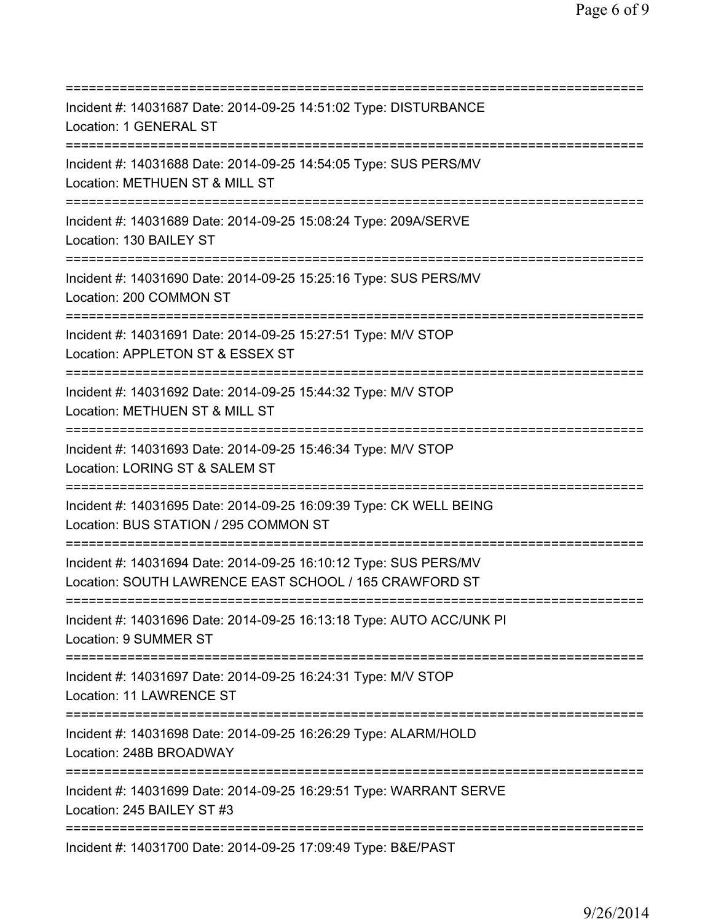===========================================================================
Incident #: 14031687 Date: 2014-09-25 14:51:02 Type: DISTURBANCE
Location: 1 GENERAL ST
===========================================================================
Incident #: 14031688 Date: 2014-09-25 14:54:05 Type: SUS PERS/MV
Location: METHUEN ST & MILL ST
===========================================================================
Incident #: 14031689 Date: 2014-09-25 15:08:24 Type: 209A/SERVE
Location: 130 BAILEY ST
===========================================================================
Incident #: 14031690 Date: 2014-09-25 15:25:16 Type: SUS PERS/MV
Location: 200 COMMON ST
===========================================================================
Incident #: 14031691 Date: 2014-09-25 15:27:51 Type: M/V STOP
Location: APPLETON ST & ESSEX ST
===========================================================================
Incident #: 14031692 Date: 2014-09-25 15:44:32 Type: M/V STOP
Location: METHUEN ST & MILL ST
===========================================================================
Incident #: 14031693 Date: 2014-09-25 15:46:34 Type: M/V STOP
Location: LORING ST & SALEM ST
===========================================================================
Incident #: 14031695 Date: 2014-09-25 16:09:39 Type: CK WELL BEING
Location: BUS STATION / 295 COMMON ST
===========================================================================
Incident #: 14031694 Date: 2014-09-25 16:10:12 Type: SUS PERS/MV
Location: SOUTH LAWRENCE EAST SCHOOL / 165 CRAWFORD ST
===========================================================================
Incident #: 14031696 Date: 2014-09-25 16:13:18 Type: AUTO ACC/UNK PI
Location: 9 SUMMER ST
===========================================================================
Incident #: 14031697 Date: 2014-09-25 16:24:31 Type: M/V STOP
Location: 11 LAWRENCE ST
===========================================================================
Incident #: 14031698 Date: 2014-09-25 16:26:29 Type: ALARM/HOLD
Location: 248B BROADWAY
===========================================================================
Incident #: 14031699 Date: 2014-09-25 16:29:51 Type: WARRANT SERVE
Location: 245 BAILEY ST #3
===========================================================================
Incident #: 14031700 Date: 2014-09-25 17:09:49 Type: B&E/PAST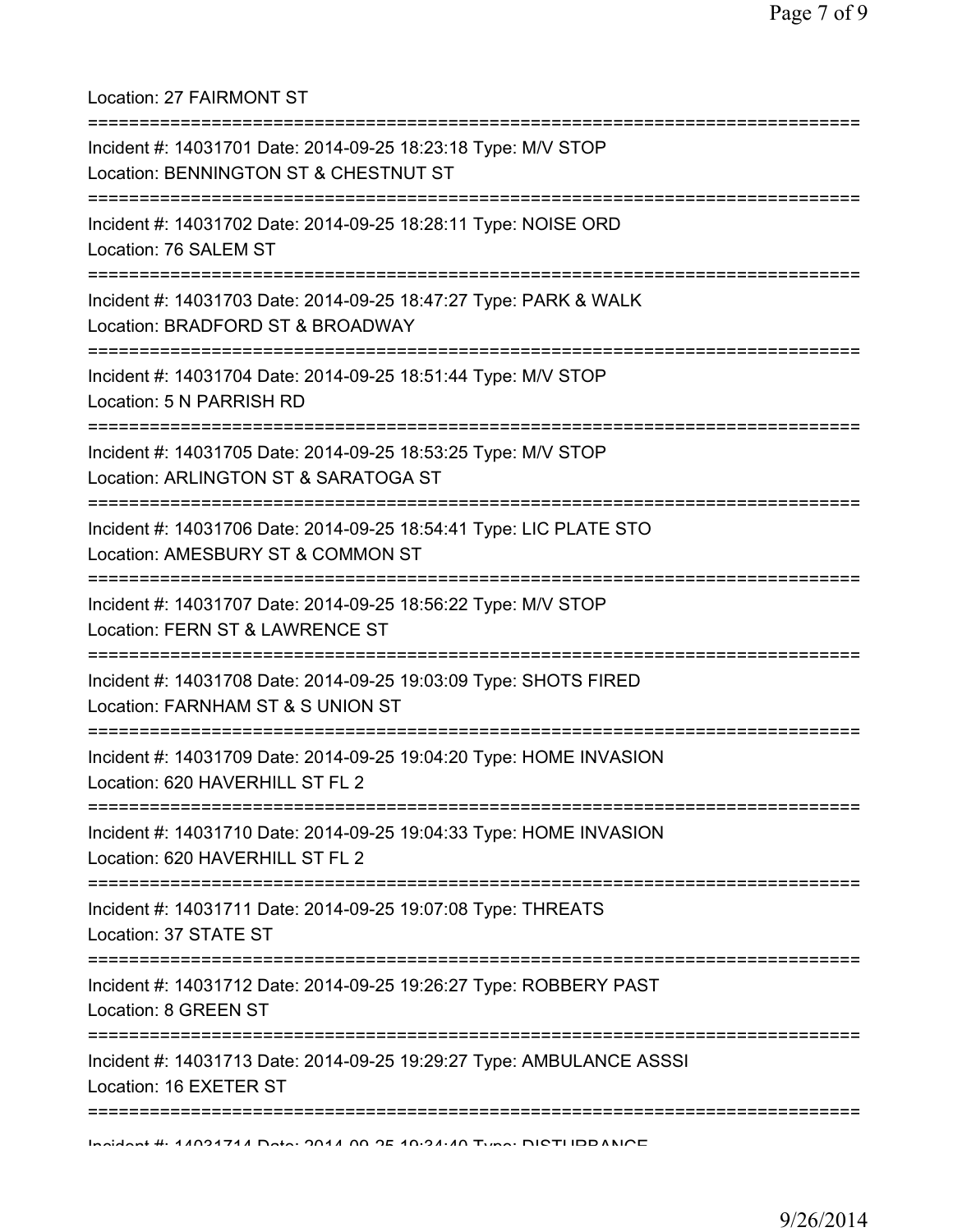Location: 27 FAIRMONT ST

===========================================================================

Incident #: 14031701 Date: 2014-09-25 18:23:18 Type: M/V STOP
Location: BENNINGTON ST & CHESTNUT ST

===========================================================================

Incident #: 14031702 Date: 2014-09-25 18:28:11 Type: NOISE ORD
Location: 76 SALEM ST

===========================================================================

Incident #: 14031703 Date: 2014-09-25 18:47:27 Type: PARK & WALK
Location: BRADFORD ST & BROADWAY

===========================================================================

Incident #: 14031704 Date: 2014-09-25 18:51:44 Type: M/V STOP
Location: 5 N PARRISH RD

===========================================================================

Incident #: 14031705 Date: 2014-09-25 18:53:25 Type: M/V STOP
Location: ARLINGTON ST & SARATOGA ST

===========================================================================

Incident #: 14031706 Date: 2014-09-25 18:54:41 Type: LIC PLATE STO
Location: AMESBURY ST & COMMON ST

===========================================================================

Incident #: 14031707 Date: 2014-09-25 18:56:22 Type: M/V STOP
Location: FERN ST & LAWRENCE ST

===========================================================================

Incident #: 14031708 Date: 2014-09-25 19:03:09 Type: SHOTS FIRED
Location: FARNHAM ST & S UNION ST

===========================================================================

Incident #: 14031709 Date: 2014-09-25 19:04:20 Type: HOME INVASION
Location: 620 HAVERHILL ST FL 2

===========================================================================

Incident #: 14031710 Date: 2014-09-25 19:04:33 Type: HOME INVASION
Location: 620 HAVERHILL ST FL 2

===========================================================================

Incident #: 14031711 Date: 2014-09-25 19:07:08 Type: THREATS
Location: 37 STATE ST

===========================================================================

Incident #: 14031712 Date: 2014-09-25 19:26:27 Type: ROBBERY PAST
Location: 8 GREEN ST

===========================================================================

Incident #: 14031713 Date: 2014-09-25 19:29:27 Type: AMBULANCE ASSSI
Location: 16 EXETER ST

===========================================================================

Incident #: 14031714 Date: 2014-09-25 19:34:40 Type: DISTURBANCE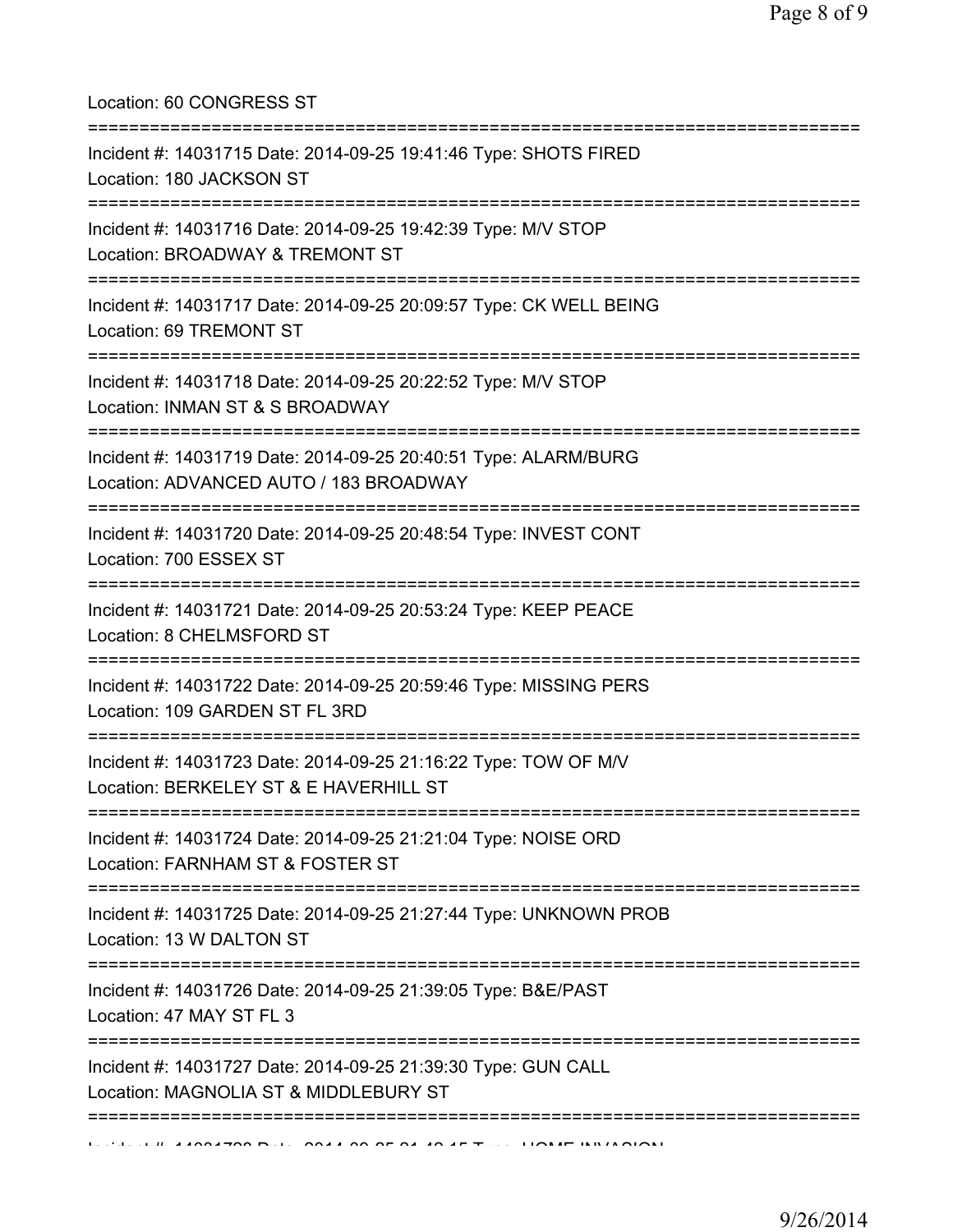Location: 60 CONGRESS ST

===========================================================================

Incident #: 14031715 Date: 2014-09-25 19:41:46 Type: SHOTS FIRED
Location: 180 JACKSON ST

===========================================================================

Incident #: 14031716 Date: 2014-09-25 19:42:39 Type: M/V STOP
Location: BROADWAY & TREMONT ST

===========================================================================

Incident #: 14031717 Date: 2014-09-25 20:09:57 Type: CK WELL BEING
Location: 69 TREMONT ST

===========================================================================

Incident #: 14031718 Date: 2014-09-25 20:22:52 Type: M/V STOP
Location: INMAN ST & S BROADWAY

===========================================================================

Incident #: 14031719 Date: 2014-09-25 20:40:51 Type: ALARM/BURG
Location: ADVANCED AUTO / 183 BROADWAY

===========================================================================

Incident #: 14031720 Date: 2014-09-25 20:48:54 Type: INVEST CONT
Location: 700 ESSEX ST

===========================================================================

Incident #: 14031721 Date: 2014-09-25 20:53:24 Type: KEEP PEACE
Location: 8 CHELMSFORD ST

===========================================================================

Incident #: 14031722 Date: 2014-09-25 20:59:46 Type: MISSING PERS
Location: 109 GARDEN ST FL 3RD

===========================================================================

Incident #: 14031723 Date: 2014-09-25 21:16:22 Type: TOW OF M/V
Location: BERKELEY ST & E HAVERHILL ST

===========================================================================

Incident #: 14031724 Date: 2014-09-25 21:21:04 Type: NOISE ORD
Location: FARNHAM ST & FOSTER ST

===========================================================================

Incident #: 14031725 Date: 2014-09-25 21:27:44 Type: UNKNOWN PROB
Location: 13 W DALTON ST

===========================================================================

Incident #: 14031726 Date: 2014-09-25 21:39:05 Type: B&E/PAST
Location: 47 MAY ST FL 3

===========================================================================

Incident #: 14031727 Date: 2014-09-25 21:39:30 Type: GUN CALL
Location: MAGNOLIA ST & MIDDLEBURY ST

===========================================================================

Incident #: 14031728 Date: 2014-09-25 21:42:15 Type: HOME INVASION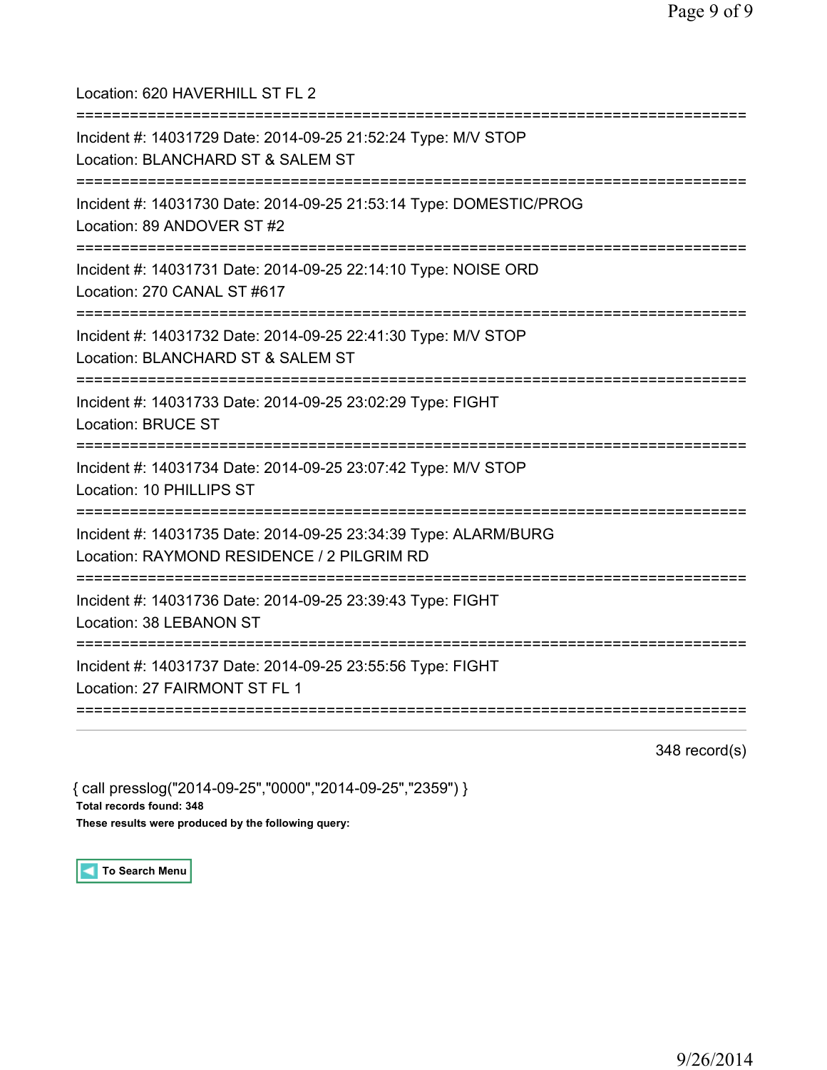Location: 620 HAVERHILL ST FL 2

===========================================================================

Incident #: 14031729 Date: 2014-09-25 21:52:24 Type: M/V STOP

Location: BLANCHARD ST & SALEM ST

===========================================================================

Incident #: 14031730 Date: 2014-09-25 21:53:14 Type: DOMESTIC/PROG

Location: 89 ANDOVER ST #2

===========================================================================

Incident #: 14031731 Date: 2014-09-25 22:14:10 Type: NOISE ORD

Location: 270 CANAL ST #617

===========================================================================

Incident #: 14031732 Date: 2014-09-25 22:41:30 Type: M/V STOP

Location: BLANCHARD ST & SALEM ST

===========================================================================

Incident #: 14031733 Date: 2014-09-25 23:02:29 Type: FIGHT

Location: BRUCE ST

===========================================================================

Incident #: 14031734 Date: 2014-09-25 23:07:42 Type: M/V STOP

Location: 10 PHILLIPS ST

===========================================================================

Incident #: 14031735 Date: 2014-09-25 23:34:39 Type: ALARM/BURG

Location: RAYMOND RESIDENCE / 2 PILGRIM RD

===========================================================================

Incident #: 14031736 Date: 2014-09-25 23:39:43 Type: FIGHT

Location: 38 LEBANON ST

===========================================================================

Incident #: 14031737 Date: 2014-09-25 23:55:56 Type: FIGHT

Location: 27 FAIRMONT ST FL 1

===========================================================================

348 record(s)

{ call presslog("2014-09-25","0000","2014-09-25","2359") }

**Total records found: 348**

**These results were produced by the following query:**

To Search Menu